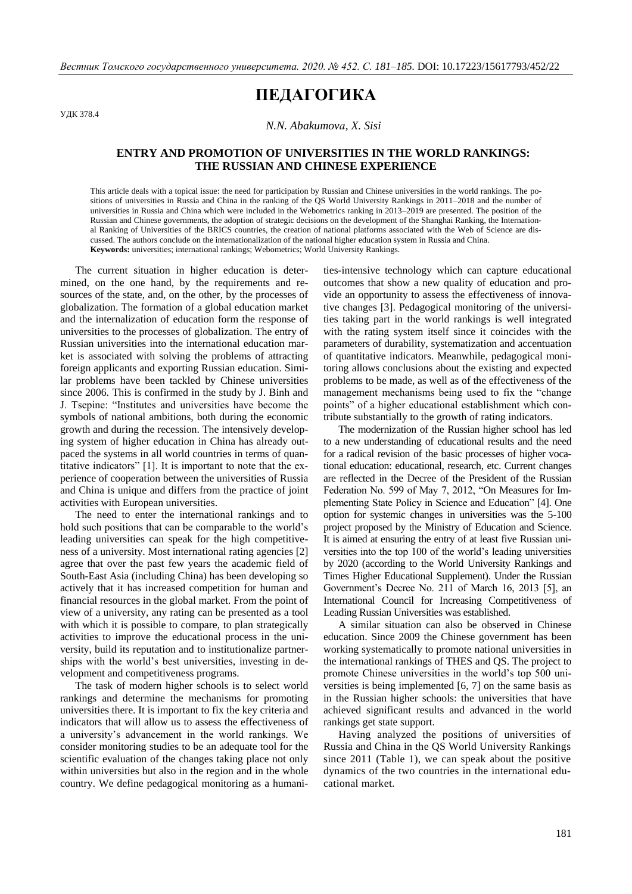# ПЕДАГОГИКА

УДК 378.4

*N.N. Abakumova, X. Sisi*

## ENTRY AND PROMOTION OF UNIVERSITIES IN THE WORLD RANKINGS: THE RUSSIAN AND CHINESE EXPERIENCE

This article deals with a topical issue: the need for participation by Russian and Chinese universities in the world rankings. The positions of universities in Russia and China in the ranking of the QS World University Rankings in 2011–2018 and the number of universities in Russia and China which were included in the Webometrics ranking in 2013–2019 are presented. The position of the Russian and Chinese governments, the adoption of strategic decisions on the development of the Shanghai Ranking, the International Ranking of Universities of the BRICS countries, the creation of national platforms associated with the Web of Science are discussed. The authors conclude on the internationalization of the national higher education system in Russia and China.

**Keywords:** universities; international rankings; Webometrics; World University Rankings.

The current situation in higher education is determined, on the one hand, by the requirements and resources of the state, and, on the other, by the processes of globalization. The formation of a global education market and the internalization of education form the response of universities to the processes of globalization. The entry of Russian universities into the international education market is associated with solving the problems of attracting foreign applicants and exporting Russian education. Similar problems have been tackled by Chinese universities since 2006. This is confirmed in the study by J. Binh and J. Tsepine: "Institutes and universities have become the symbols of national ambitions, both during the economic growth and during the recession. The intensively developing system of higher education in China has already outpaced the systems in all world countries in terms of quantitative indicators" [1]. It is important to note that the experience of cooperation between the universities of Russia and China is unique and differs from the practice of joint activities with European universities.

The need to enter the international rankings and to hold such positions that can be comparable to the world's leading universities can speak for the high competitiveness of a university. Most international rating agencies [2] agree that over the past few years the academic field of South-East Asia (including China) has been developing so actively that it has increased competition for human and financial resources in the global market. From the point of view of a university, any rating can be presented as a tool with which it is possible to compare, to plan strategically activities to improve the educational process in the university, build its reputation and to institutionalize partnerships with the world's best universities, investing in development and competitiveness programs.

The task of modern higher schools is to select world rankings and determine the mechanisms for promoting universities there. It is important to fix the key criteria and indicators that will allow us to assess the effectiveness of a university's advancement in the world rankings. We consider monitoring studies to be an adequate tool for the scientific evaluation of the changes taking place not only within universities but also in the region and in the whole country. We define pedagogical monitoring as a humanities-intensive technology which can capture educational outcomes that show a new quality of education and provide an opportunity to assess the effectiveness of innovative changes [3]. Pedagogical monitoring of the universities taking part in the world rankings is well integrated with the rating system itself since it coincides with the parameters of durability, systematization and accentuation of quantitative indicators. Meanwhile, pedagogical monitoring allows conclusions about the existing and expected problems to be made, as well as of the effectiveness of the management mechanisms being used to fix the "change points" of a higher educational establishment which contribute substantially to the growth of rating indicators.

The modernization of the Russian higher school has led to a new understanding of educational results and the need for a radical revision of the basic processes of higher vocational education: educational, research, etc. Current changes are reflected in the Decree of the President of the Russian Federation No. 599 of May 7, 2012, "On Measures for Implementing State Policy in Science and Education" [4]. One option for systemic changes in universities was the 5-100 project proposed by the Ministry of Education and Science. It is aimed at ensuring the entry of at least five Russian universities into the top 100 of the world's leading universities by 2020 (according to the World University Rankings and Times Higher Educational Supplement). Under the Russian Government's Decree No. 211 of March 16, 2013 [5], an International Council for Increasing Competitiveness of Leading Russian Universities was established.

A similar situation can also be observed in Chinese education. Since 2009 the Chinese government has been working systematically to promote national universities in the international rankings of THES and QS. The project to promote Chinese universities in the world's top 500 universities is being implemented [6, 7] on the same basis as in the Russian higher schools: the universities that have achieved significant results and advanced in the world rankings get state support.

Having analyzed the positions of universities of Russia and China in the QS World University Rankings since 2011 (Table 1), we can speak about the positive dynamics of the two countries in the international educational market.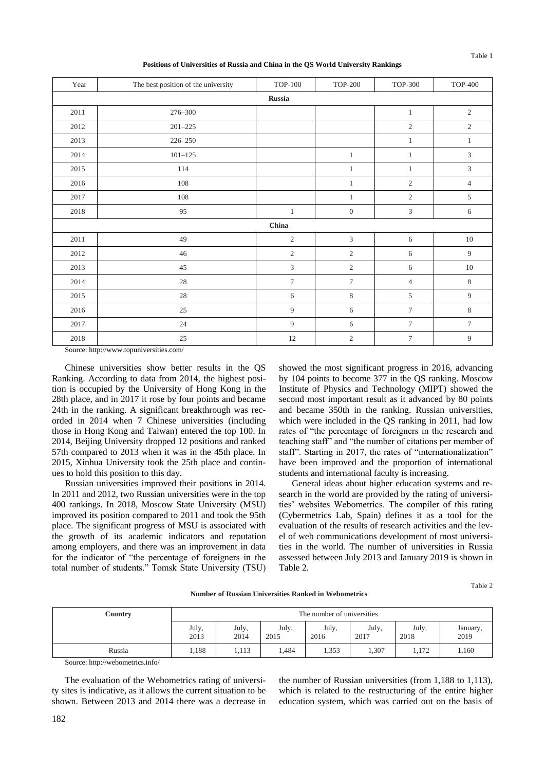Table 1

**Positions of Universities of Russia and China in the QS World University Rankings**

| Year | The best position of the university | TOP-100 | TOP-200 | TOP-300 | TOP-400 |
|---|---|---|---|---|---|
| **Russia** | | | | | |
| 2011 | 276–300 | | | 1 | 2 |
| 2012 | 201–225 | | | 2 | 2 |
| 2013 | 226–250 | | | 1 | 1 |
| 2014 | 101–125 | | 1 | 1 | 3 |
| 2015 | 114 | | 1 | 1 | 3 |
| 2016 | 108 | | 1 | 2 | 4 |
| 2017 | 108 | | 1 | 2 | 5 |
| 2018 | 95 | 1 | 0 | 3 | 6 |
| **China** | | | | | |
| 2011 | 49 | 2 | 3 | 6 | 10 |
| 2012 | 46 | 2 | 2 | 6 | 9 |
| 2013 | 45 | 3 | 2 | 6 | 10 |
| 2014 | 28 | 7 | 7 | 4 | 8 |
| 2015 | 28 | 6 | 8 | 5 | 9 |
| 2016 | 25 | 9 | 6 | 7 | 8 |
| 2017 | 24 | 9 | 6 | 7 | 7 |
| 2018 | 25 | 12 | 2 | 7 | 9 |

Source: http://www.topuniversities.com/

Chinese universities show better results in the QS Ranking. According to data from 2014, the highest position is occupied by the University of Hong Kong in the 28th place, and in 2017 it rose by four points and became 24th in the ranking. A significant breakthrough was recorded in 2014 when 7 Chinese universities (including those in Hong Kong and Taiwan) entered the top 100. In 2014, Beijing University dropped 12 positions and ranked 57th compared to 2013 when it was in the 45th place. In 2015, Xinhua University took the 25th place and continues to hold this position to this day.

Russian universities improved their positions in 2014. In 2011 and 2012, two Russian universities were in the top 400 rankings. In 2018, Moscow State University (MSU) improved its position compared to 2011 and took the 95th place. The significant progress of MSU is associated with the growth of its academic indicators and reputation among employers, and there was an improvement in data for the indicator of "the percentage of foreigners in the total number of students." Tomsk State University (TSU) showed the most significant progress in 2016, advancing by 104 points to become 377 in the QS ranking. Moscow Institute of Physics and Technology (MIPT) showed the second most important result as it advanced by 80 points and became 350th in the ranking. Russian universities, which were included in the QS ranking in 2011, had low rates of "the percentage of foreigners in the research and teaching staff" and "the number of citations per member of staff". Starting in 2017, the rates of "internationalization" have been improved and the proportion of international students and international faculty is increasing.

General ideas about higher education systems and research in the world are provided by the rating of universities' websites Webometrics. The compiler of this rating (Cybermetrics Lab, Spain) defines it as a tool for the evaluation of the results of research activities and the level of web communications development of most universities in the world. The number of universities in Russia assessed between July 2013 and January 2019 is shown in Table 2.

Table 2

**Number of Russian Universities Ranked in Webometrics**

| Country | The number of universities | | | | | | |
|---|---|---|---|---|---|---|---|
| | July, 2013 | July, 2014 | July, 2015 | July, 2016 | July, 2017 | July, 2018 | January, 2019 |
| Russia | 1,188 | 1,113 | 1,484 | 1,353 | 1,307 | 1,172 | 1,160 |

Source: http://webometrics.info/

The evaluation of the Webometrics rating of university sites is indicative, as it allows the current situation to be shown. Between 2013 and 2014 there was a decrease in the number of Russian universities (from 1,188 to 1,113), which is related to the restructuring of the entire higher education system, which was carried out on the basis of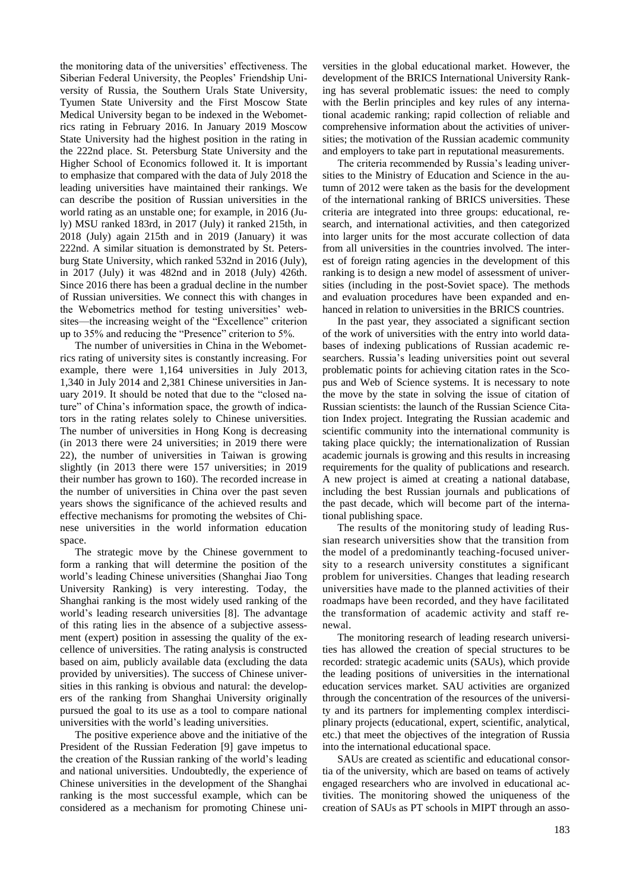the monitoring data of the universities' effectiveness. The Siberian Federal University, the Peoples' Friendship University of Russia, the Southern Urals State University, Tyumen State University and the First Moscow State Medical University began to be indexed in the Webometrics rating in February 2016. In January 2019 Moscow State University had the highest position in the rating in the 222nd place. St. Petersburg State University and the Higher School of Economics followed it. It is important to emphasize that compared with the data of July 2018 the leading universities have maintained their rankings. We can describe the position of Russian universities in the world rating as an unstable one; for example, in 2016 (July) MSU ranked 183rd, in 2017 (July) it ranked 215th, in 2018 (July) again 215th and in 2019 (January) it was 222nd. A similar situation is demonstrated by St. Petersburg State University, which ranked 532nd in 2016 (July), in 2017 (July) it was 482nd and in 2018 (July) 426th. Since 2016 there has been a gradual decline in the number of Russian universities. We connect this with changes in the Webometrics method for testing universities' websites—the increasing weight of the "Excellence" criterion up to 35% and reducing the "Presence" criterion to 5%.

The number of universities in China in the Webometrics rating of university sites is constantly increasing. For example, there were 1,164 universities in July 2013, 1,340 in July 2014 and 2,381 Chinese universities in January 2019. It should be noted that due to the "closed nature" of China's information space, the growth of indicators in the rating relates solely to Chinese universities. The number of universities in Hong Kong is decreasing (in 2013 there were 24 universities; in 2019 there were 22), the number of universities in Taiwan is growing slightly (in 2013 there were 157 universities; in 2019 their number has grown to 160). The recorded increase in the number of universities in China over the past seven years shows the significance of the achieved results and effective mechanisms for promoting the websites of Chinese universities in the world information education space.

The strategic move by the Chinese government to form a ranking that will determine the position of the world's leading Chinese universities (Shanghai Jiao Tong University Ranking) is very interesting. Today, the Shanghai ranking is the most widely used ranking of the world's leading research universities [8]. The advantage of this rating lies in the absence of a subjective assessment (expert) position in assessing the quality of the excellence of universities. The rating analysis is constructed based on aim, publicly available data (excluding the data provided by universities). The success of Chinese universities in this ranking is obvious and natural: the developers of the ranking from Shanghai University originally pursued the goal to its use as a tool to compare national universities with the world's leading universities.

The positive experience above and the initiative of the President of the Russian Federation [9] gave impetus to the creation of the Russian ranking of the world's leading and national universities. Undoubtedly, the experience of Chinese universities in the development of the Shanghai ranking is the most successful example, which can be considered as a mechanism for promoting Chinese universities in the global educational market. However, the development of the BRICS International University Ranking has several problematic issues: the need to comply with the Berlin principles and key rules of any international academic ranking; rapid collection of reliable and comprehensive information about the activities of universities; the motivation of the Russian academic community and employers to take part in reputational measurements.

The criteria recommended by Russia's leading universities to the Ministry of Education and Science in the autumn of 2012 were taken as the basis for the development of the international ranking of BRICS universities. These criteria are integrated into three groups: educational, research, and international activities, and then categorized into larger units for the most accurate collection of data from all universities in the countries involved. The interest of foreign rating agencies in the development of this ranking is to design a new model of assessment of universities (including in the post-Soviet space). The methods and evaluation procedures have been expanded and enhanced in relation to universities in the BRICS countries.

In the past year, they associated a significant section of the work of universities with the entry into world databases of indexing publications of Russian academic researchers. Russia's leading universities point out several problematic points for achieving citation rates in the Scopus and Web of Science systems. It is necessary to note the move by the state in solving the issue of citation of Russian scientists: the launch of the Russian Science Citation Index project. Integrating the Russian academic and scientific community into the international community is taking place quickly; the internationalization of Russian academic journals is growing and this results in increasing requirements for the quality of publications and research. A new project is aimed at creating a national database, including the best Russian journals and publications of the past decade, which will become part of the international publishing space.

The results of the monitoring study of leading Russian research universities show that the transition from the model of a predominantly teaching-focused university to a research university constitutes a significant problem for universities. Changes that leading research universities have made to the planned activities of their roadmaps have been recorded, and they have facilitated the transformation of academic activity and staff renewal.

The monitoring research of leading research universities has allowed the creation of special structures to be recorded: strategic academic units (SAUs), which provide the leading positions of universities in the international education services market. SAU activities are organized through the concentration of the resources of the university and its partners for implementing complex interdisciplinary projects (educational, expert, scientific, analytical, etc.) that meet the objectives of the integration of Russia into the international educational space.

SAUs are created as scientific and educational consortia of the university, which are based on teams of actively engaged researchers who are involved in educational activities. The monitoring showed the uniqueness of the creation of SAUs as PT schools in MIPT through an asso-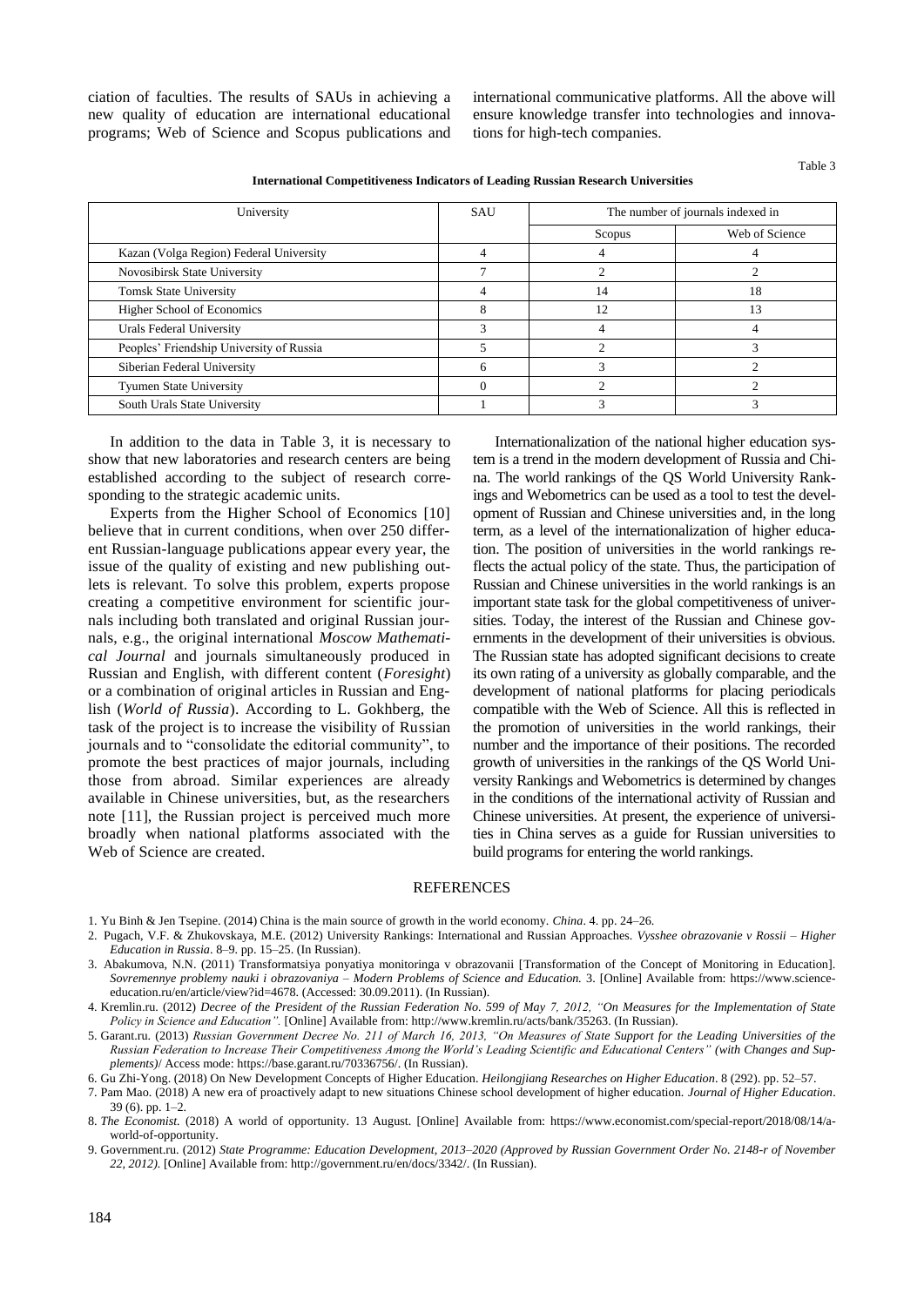ciation of faculties. The results of SAUs in achieving a new quality of education are international educational programs; Web of Science and Scopus publications and international communicative platforms. All the above will ensure knowledge transfer into technologies and innovations for high-tech companies.

Table 3

**International Competitiveness Indicators of Leading Russian Research Universities**

| University | SAU | The number of journals indexed in | |
|---|---|---|---|
| | | Scopus | Web of Science |
| Kazan (Volga Region) Federal University | 4 | 4 | 4 |
| Novosibirsk State University | 7 | 2 | 2 |
| Tomsk State University | 4 | 14 | 18 |
| Higher School of Economics | 8 | 12 | 13 |
| Urals Federal University | 3 | 4 | 4 |
| Peoples' Friendship University of Russia | 5 | 2 | 3 |
| Siberian Federal University | 6 | 3 | 2 |
| Tyumen State University | 0 | 2 | 2 |
| South Urals State University | 1 | 3 | 3 |

In addition to the data in Table 3, it is necessary to show that new laboratories and research centers are being established according to the subject of research corresponding to the strategic academic units.

Experts from the Higher School of Economics [10] believe that in current conditions, when over 250 different Russian-language publications appear every year, the issue of the quality of existing and new publishing outlets is relevant. To solve this problem, experts propose creating a competitive environment for scientific journals including both translated and original Russian journals, e.g., the original international *Moscow Mathematical Journal* and journals simultaneously produced in Russian and English, with different content (*Foresight*) or a combination of original articles in Russian and English (*World of Russia*). According to L. Gokhberg, the task of the project is to increase the visibility of Russian journals and to "consolidate the editorial community", to promote the best practices of major journals, including those from abroad. Similar experiences are already available in Chinese universities, but, as the researchers note [11], the Russian project is perceived much more broadly when national platforms associated with the Web of Science are created.

Internationalization of the national higher education system is a trend in the modern development of Russia and China. The world rankings of the QS World University Rankings and Webometrics can be used as a tool to test the development of Russian and Chinese universities and, in the long term, as a level of the internationalization of higher education. The position of universities in the world rankings reflects the actual policy of the state. Thus, the participation of Russian and Chinese universities in the world rankings is an important state task for the global competitiveness of universities. Today, the interest of the Russian and Chinese governments in the development of their universities is obvious. The Russian state has adopted significant decisions to create its own rating of a university as globally comparable, and the development of national platforms for placing periodicals compatible with the Web of Science. All this is reflected in the promotion of universities in the world rankings, their number and the importance of their positions. The recorded growth of universities in the rankings of the QS World University Rankings and Webometrics is determined by changes in the conditions of the international activity of Russian and Chinese universities. At present, the experience of universities in China serves as a guide for Russian universities to build programs for entering the world rankings.

## REFERENCES

1. Yu Binh & Jen Tsepine. (2014) China is the main source of growth in the world economy. *China*. 4. pp. 24–26.
2. Pugach, V.F. & Zhukovskaya, M.E. (2012) University Rankings: International and Russian Approaches. *Vysshee obrazovanie v Rossii – Higher Education in Russia*. 8–9. pp. 15–25. (In Russian).
3. Abakumova, N.N. (2011) Transformatsiya ponyatiya monitoringa v obrazovanii [Transformation of the Concept of Monitoring in Education]. *Sovremennye problemy nauki i obrazovaniya – Modern Problems of Science and Education.* 3. [Online] Available from: https://www.science-education.ru/en/article/view?id=4678. (Accessed: 30.09.2011). (In Russian).
4. Kremlin.ru. (2012) *Decree of the President of the Russian Federation No. 599 of May 7, 2012, "On Measures for the Implementation of State Policy in Science and Education".* [Online] Available from: http://www.kremlin.ru/acts/bank/35263. (In Russian).
5. Garant.ru. (2013) *Russian Government Decree No. 211 of March 16, 2013, "On Measures of State Support for the Leading Universities of the Russian Federation to Increase Their Competitiveness Among the World's Leading Scientific and Educational Centers" (with Changes and Supplements)*/ Access mode: https://base.garant.ru/70336756/. (In Russian).
6. Gu Zhi-Yong. (2018) On New Development Concepts of Higher Education. *Heilongjiang Researches on Higher Education*. 8 (292). pp. 52–57.
7. Pam Mao. (2018) A new era of proactively adapt to new situations Chinese school development of higher education. *Journal of Higher Education*. 39 (6). pp. 1–2.
8. *The Economist.* (2018) A world of opportunity. 13 August. [Online] Available from: https://www.economist.com/special-report/2018/08/14/a-world-of-opportunity.
9. Government.ru. (2012) *State Programme: Education Development, 2013–2020 (Approved by Russian Government Order No. 2148-r of November 22, 2012).* [Online] Available from: http://government.ru/en/docs/3342/. (In Russian).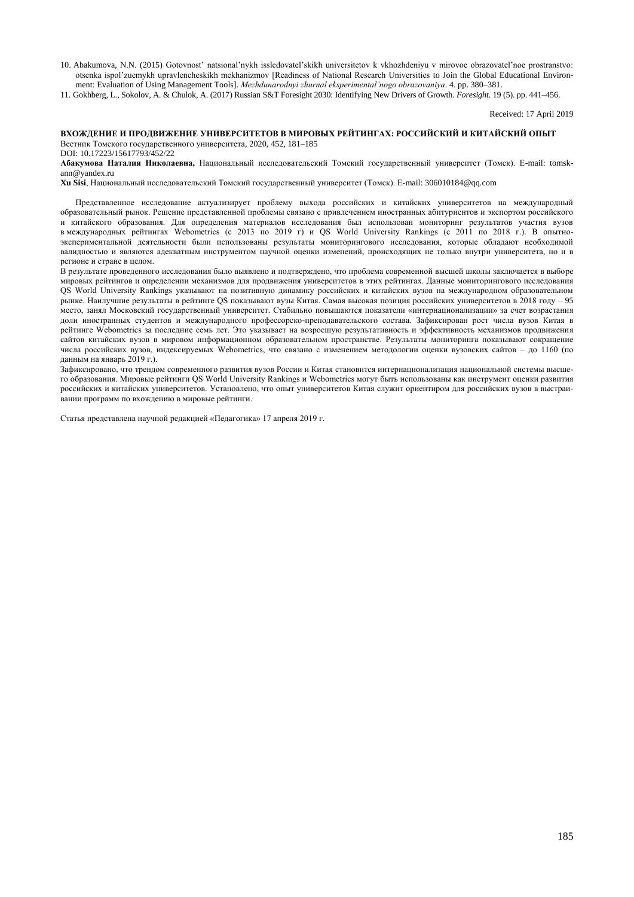10. Abakumova, N.N. (2015) Gotovnost' natsional'nykh issledovatel'skikh universitetov k vkhozhdeniyu v mirovoe obrazovatel'noe prostranstvo: otsenka ispol'zuemykh upravlencheskikh mekhanizmov [Readiness of National Research Universities to Join the Global Educational Environment: Evaluation of Using Management Tools]. *Mezhdunarodnyi zhurnal eksperimental'nogo obrazovaniya*. 4. pp. 380–381.
11. Gokhberg, L., Sokolov, A. & Chulok, A. (2017) Russian S&T Foresight 2030: Identifying New Drivers of Growth. *Foresight*. 19 (5). pp. 441–456.

Received: 17 April 2019

**ВХОЖДЕНИЕ И ПРОДВИЖЕНИЕ УНИВЕРСИТЕТОВ В МИРОВЫХ РЕЙТИНГАХ: РОССИЙСКИЙ И КИТАЙСКИЙ ОПЫТ**

Вестник Томского государственного университета, 2020, 452, 181–185

DOI: 10.17223/15617793/452/22

**Абакумова Наталия Николаевна,** Национальный исследовательский Томский государственный университет (Томск). E-mail: tomsk-ann@yandex.ru

**Xu Sisi**, Национальный исследовательский Томский государственный университет (Томск). E-mail: 306010184@qq.com

Представленное исследование актуализирует проблему выхода российских и китайских университетов на международный образовательный рынок. Решение представленной проблемы связано с привлечением иностранных абитуриентов и экспортом российского и китайского образования. Для определения материалов исследования был использован мониторинг результатов участия вузов в международных рейтингах Webometrics (с 2013 по 2019 г) и QS World University Rankings (с 2011 по 2018 г.). В опытно-экспериментальной деятельности были использованы результаты мониторингового исследования, которые обладают необходимой валидностью и являются адекватным инструментом научной оценки изменений, происходящих не только внутри университета, но и в регионе и стране в целом.

В результате проведенного исследования было выявлено и подтверждено, что проблема современной высшей школы заключается в выборе мировых рейтингов и определении механизмов для продвижения университетов в этих рейтингах. Данные мониторингового исследования QS World University Rankings указывают на позитивную динамику российских и китайских вузов на международном образовательном рынке. Наилучшие результаты в рейтинге QS показывают вузы Китая. Самая высокая позиция российских университетов в 2018 году – 95 место, занял Московский государственный университет. Стабильно повышаются показатели «интернационализации» за счет возрастания доли иностранных студентов и международного профессорско-преподавательского состава. Зафиксирован рост числа вузов Китая в рейтинге Webometrics за последние семь лет. Это указывает на возросшую результативность и эффективность механизмов продвижения сайтов китайских вузов в мировом информационном образовательном пространстве. Результаты мониторинга показывают сокращение числа российских вузов, индексируемых Webometrics, что связано с изменением методологии оценки вузовских сайтов – до 1160 (по данным на январь 2019 г.).

Зафиксировано, что трендом современного развития вузов России и Китая становится интернационализация национальной системы высшего образования. Мировые рейтинги QS World University Rankings и Webometrics могут быть использованы как инструмент оценки развития российских и китайских университетов. Установлено, что опыт университетов Китая служит ориентиром для российских вузов в выстраивании программ по вхождению в мировые рейтинги.

Статья представлена научной редакцией «Педагогика» 17 апреля 2019 г.